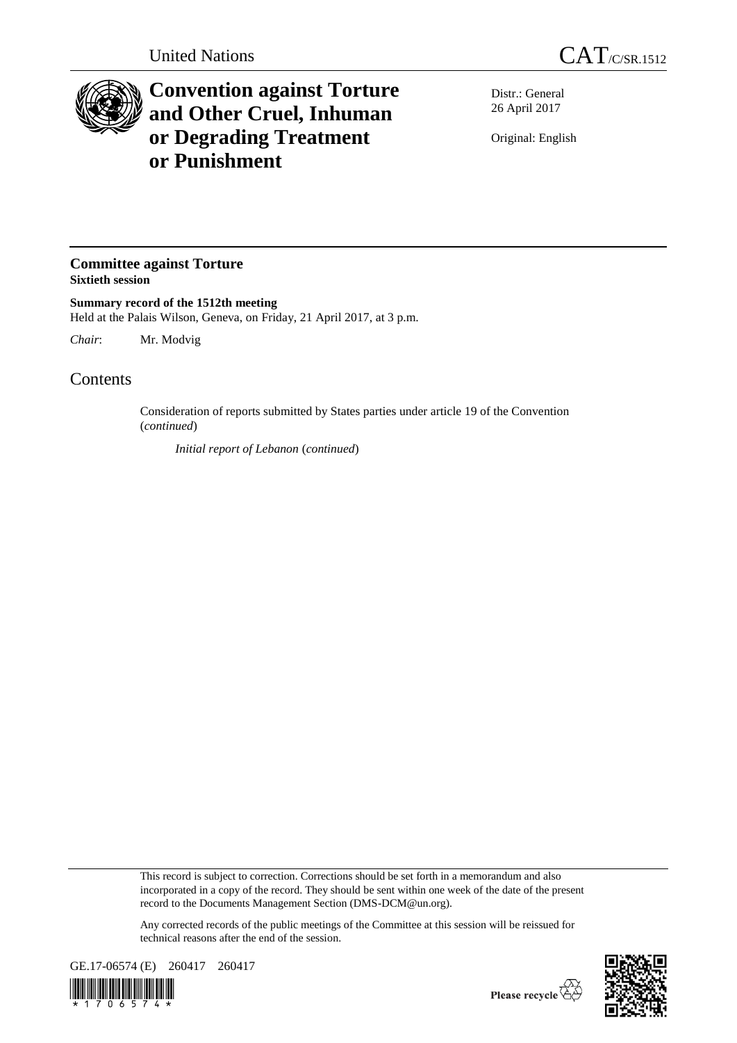United Nations

CAT/C/SR.1512

# Convention against Torture and Other Cruel, Inhuman or Degrading Treatment or Punishment

Distr.: General
26 April 2017

Original: English

## Committee against Torture
**Sixtieth session**

**Summary record of the 1512th meeting**
Held at the Palais Wilson, Geneva, on Friday, 21 April 2017, at 3 p.m.

*Chair*: Mr. Modvig

# Contents

Consideration of reports submitted by States parties under article 19 of the Convention (*continued*)

*Initial report of Lebanon* (*continued*)

This record is subject to correction. Corrections should be set forth in a memorandum and also incorporated in a copy of the record. They should be sent within one week of the date of the present record to the Documents Management Section (DMS-DCM@un.org).

Any corrected records of the public meetings of the Committee at this session will be reissued for technical reasons after the end of the session.

GE.17-06574 (E) 260417 260417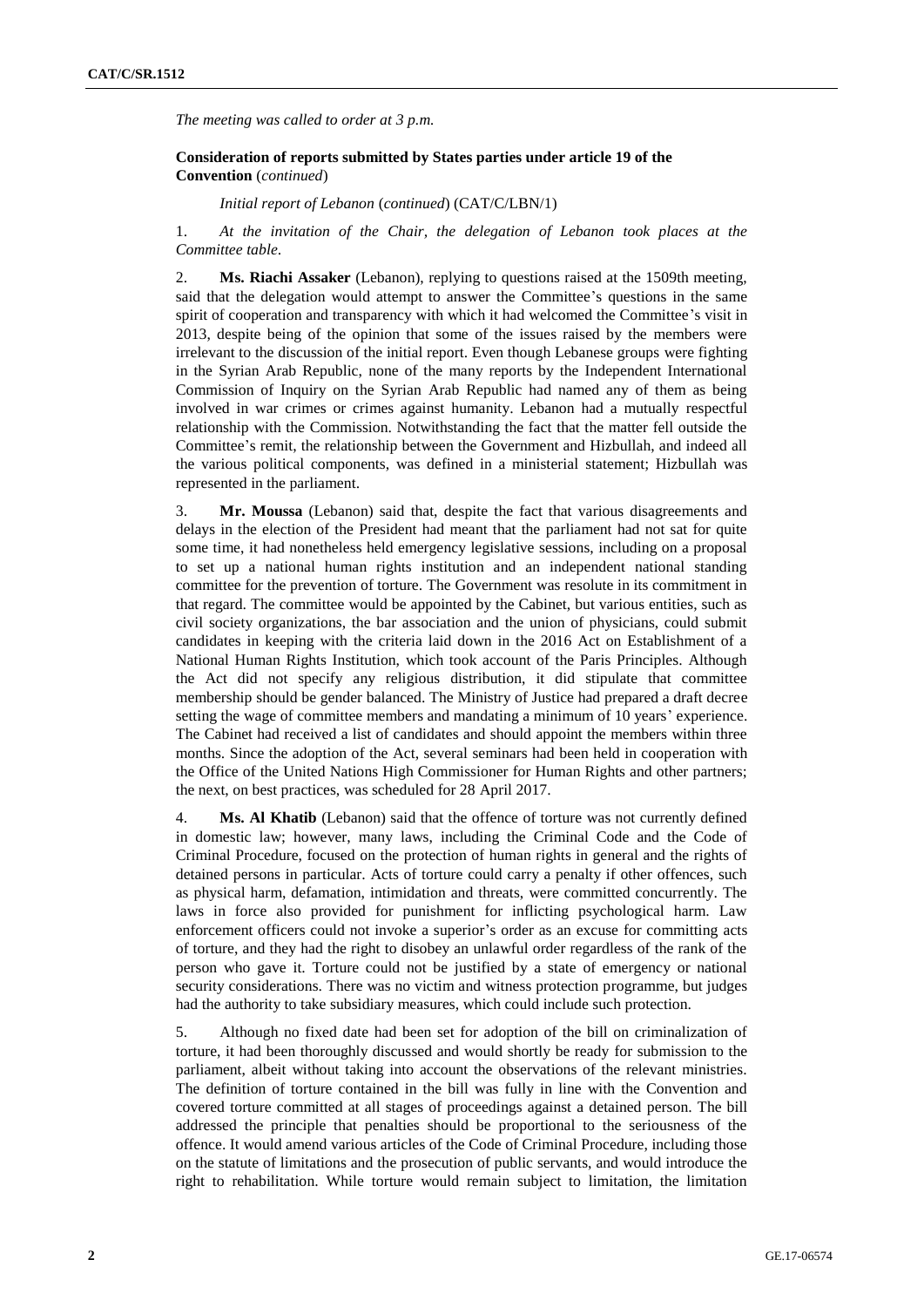*The meeting was called to order at 3 p.m.*

**Consideration of reports submitted by States parties under article 19 of the Convention** (*continued*)

*Initial report of Lebanon* (*continued*) (CAT/C/LBN/1)

1. *At the invitation of the Chair, the delegation of Lebanon took places at the Committee table.*

2. **Ms. Riachi Assaker** (Lebanon), replying to questions raised at the 1509th meeting, said that the delegation would attempt to answer the Committee's questions in the same spirit of cooperation and transparency with which it had welcomed the Committee's visit in 2013, despite being of the opinion that some of the issues raised by the members were irrelevant to the discussion of the initial report. Even though Lebanese groups were fighting in the Syrian Arab Republic, none of the many reports by the Independent International Commission of Inquiry on the Syrian Arab Republic had named any of them as being involved in war crimes or crimes against humanity. Lebanon had a mutually respectful relationship with the Commission. Notwithstanding the fact that the matter fell outside the Committee's remit, the relationship between the Government and Hizbullah, and indeed all the various political components, was defined in a ministerial statement; Hizbullah was represented in the parliament.

3. **Mr. Moussa** (Lebanon) said that, despite the fact that various disagreements and delays in the election of the President had meant that the parliament had not sat for quite some time, it had nonetheless held emergency legislative sessions, including on a proposal to set up a national human rights institution and an independent national standing committee for the prevention of torture. The Government was resolute in its commitment in that regard. The committee would be appointed by the Cabinet, but various entities, such as civil society organizations, the bar association and the union of physicians, could submit candidates in keeping with the criteria laid down in the 2016 Act on Establishment of a National Human Rights Institution, which took account of the Paris Principles. Although the Act did not specify any religious distribution, it did stipulate that committee membership should be gender balanced. The Ministry of Justice had prepared a draft decree setting the wage of committee members and mandating a minimum of 10 years' experience. The Cabinet had received a list of candidates and should appoint the members within three months. Since the adoption of the Act, several seminars had been held in cooperation with the Office of the United Nations High Commissioner for Human Rights and other partners; the next, on best practices, was scheduled for 28 April 2017.

4. **Ms. Al Khatib** (Lebanon) said that the offence of torture was not currently defined in domestic law; however, many laws, including the Criminal Code and the Code of Criminal Procedure, focused on the protection of human rights in general and the rights of detained persons in particular. Acts of torture could carry a penalty if other offences, such as physical harm, defamation, intimidation and threats, were committed concurrently. The laws in force also provided for punishment for inflicting psychological harm. Law enforcement officers could not invoke a superior's order as an excuse for committing acts of torture, and they had the right to disobey an unlawful order regardless of the rank of the person who gave it. Torture could not be justified by a state of emergency or national security considerations. There was no victim and witness protection programme, but judges had the authority to take subsidiary measures, which could include such protection.

5. Although no fixed date had been set for adoption of the bill on criminalization of torture, it had been thoroughly discussed and would shortly be ready for submission to the parliament, albeit without taking into account the observations of the relevant ministries. The definition of torture contained in the bill was fully in line with the Convention and covered torture committed at all stages of proceedings against a detained person. The bill addressed the principle that penalties should be proportional to the seriousness of the offence. It would amend various articles of the Code of Criminal Procedure, including those on the statute of limitations and the prosecution of public servants, and would introduce the right to rehabilitation. While torture would remain subject to limitation, the limitation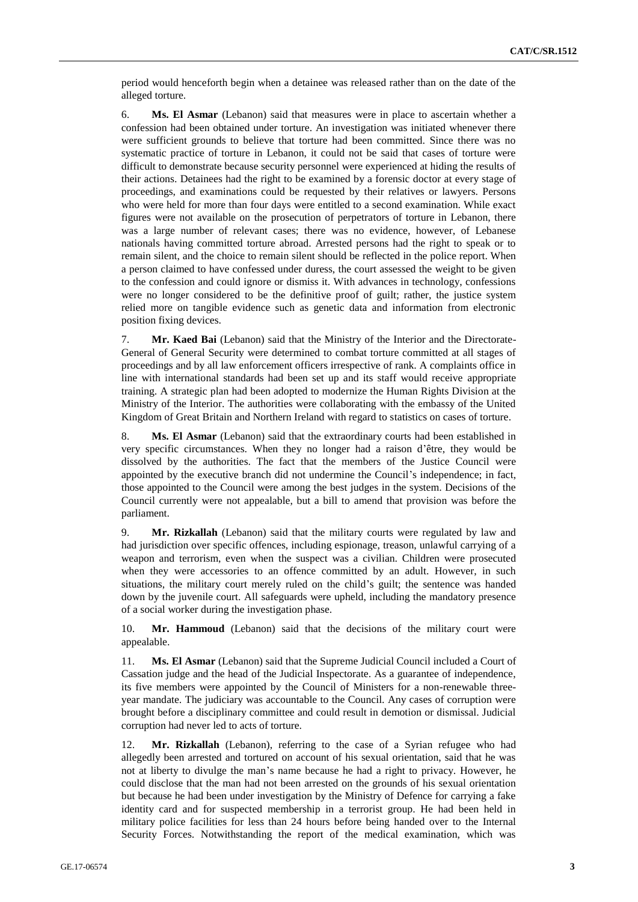period would henceforth begin when a detainee was released rather than on the date of the alleged torture.

6. **Ms. El Asmar** (Lebanon) said that measures were in place to ascertain whether a confession had been obtained under torture. An investigation was initiated whenever there were sufficient grounds to believe that torture had been committed. Since there was no systematic practice of torture in Lebanon, it could not be said that cases of torture were difficult to demonstrate because security personnel were experienced at hiding the results of their actions. Detainees had the right to be examined by a forensic doctor at every stage of proceedings, and examinations could be requested by their relatives or lawyers. Persons who were held for more than four days were entitled to a second examination. While exact figures were not available on the prosecution of perpetrators of torture in Lebanon, there was a large number of relevant cases; there was no evidence, however, of Lebanese nationals having committed torture abroad. Arrested persons had the right to speak or to remain silent, and the choice to remain silent should be reflected in the police report. When a person claimed to have confessed under duress, the court assessed the weight to be given to the confession and could ignore or dismiss it. With advances in technology, confessions were no longer considered to be the definitive proof of guilt; rather, the justice system relied more on tangible evidence such as genetic data and information from electronic position fixing devices.

7. **Mr. Kaed Bai** (Lebanon) said that the Ministry of the Interior and the Directorate-General of General Security were determined to combat torture committed at all stages of proceedings and by all law enforcement officers irrespective of rank. A complaints office in line with international standards had been set up and its staff would receive appropriate training. A strategic plan had been adopted to modernize the Human Rights Division at the Ministry of the Interior. The authorities were collaborating with the embassy of the United Kingdom of Great Britain and Northern Ireland with regard to statistics on cases of torture.

8. **Ms. El Asmar** (Lebanon) said that the extraordinary courts had been established in very specific circumstances. When they no longer had a raison d'être, they would be dissolved by the authorities. The fact that the members of the Justice Council were appointed by the executive branch did not undermine the Council's independence; in fact, those appointed to the Council were among the best judges in the system. Decisions of the Council currently were not appealable, but a bill to amend that provision was before the parliament.

9. **Mr. Rizkallah** (Lebanon) said that the military courts were regulated by law and had jurisdiction over specific offences, including espionage, treason, unlawful carrying of a weapon and terrorism, even when the suspect was a civilian. Children were prosecuted when they were accessories to an offence committed by an adult. However, in such situations, the military court merely ruled on the child's guilt; the sentence was handed down by the juvenile court. All safeguards were upheld, including the mandatory presence of a social worker during the investigation phase.

10. **Mr. Hammoud** (Lebanon) said that the decisions of the military court were appealable.

11. **Ms. El Asmar** (Lebanon) said that the Supreme Judicial Council included a Court of Cassation judge and the head of the Judicial Inspectorate. As a guarantee of independence, its five members were appointed by the Council of Ministers for a non-renewable three-year mandate. The judiciary was accountable to the Council. Any cases of corruption were brought before a disciplinary committee and could result in demotion or dismissal. Judicial corruption had never led to acts of torture.

12. **Mr. Rizkallah** (Lebanon), referring to the case of a Syrian refugee who had allegedly been arrested and tortured on account of his sexual orientation, said that he was not at liberty to divulge the man's name because he had a right to privacy. However, he could disclose that the man had not been arrested on the grounds of his sexual orientation but because he had been under investigation by the Ministry of Defence for carrying a fake identity card and for suspected membership in a terrorist group. He had been held in military police facilities for less than 24 hours before being handed over to the Internal Security Forces. Notwithstanding the report of the medical examination, which was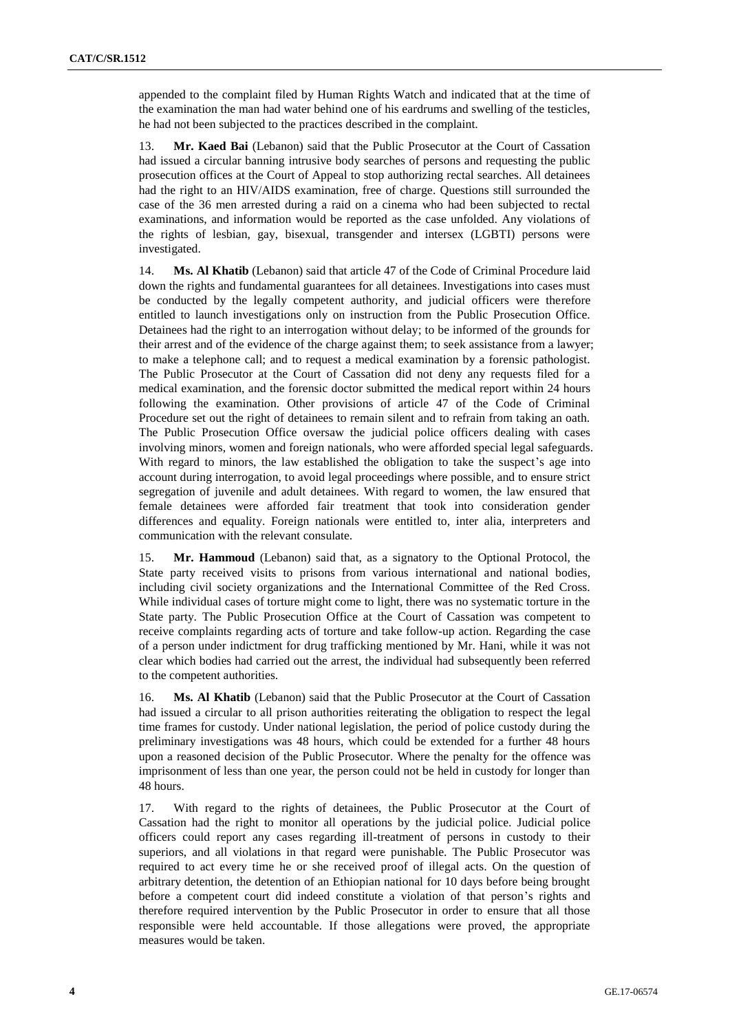appended to the complaint filed by Human Rights Watch and indicated that at the time of the examination the man had water behind one of his eardrums and swelling of the testicles, he had not been subjected to the practices described in the complaint.

13. **Mr. Kaed Bai** (Lebanon) said that the Public Prosecutor at the Court of Cassation had issued a circular banning intrusive body searches of persons and requesting the public prosecution offices at the Court of Appeal to stop authorizing rectal searches. All detainees had the right to an HIV/AIDS examination, free of charge. Questions still surrounded the case of the 36 men arrested during a raid on a cinema who had been subjected to rectal examinations, and information would be reported as the case unfolded. Any violations of the rights of lesbian, gay, bisexual, transgender and intersex (LGBTI) persons were investigated.

14. **Ms. Al Khatib** (Lebanon) said that article 47 of the Code of Criminal Procedure laid down the rights and fundamental guarantees for all detainees. Investigations into cases must be conducted by the legally competent authority, and judicial officers were therefore entitled to launch investigations only on instruction from the Public Prosecution Office. Detainees had the right to an interrogation without delay; to be informed of the grounds for their arrest and of the evidence of the charge against them; to seek assistance from a lawyer; to make a telephone call; and to request a medical examination by a forensic pathologist. The Public Prosecutor at the Court of Cassation did not deny any requests filed for a medical examination, and the forensic doctor submitted the medical report within 24 hours following the examination. Other provisions of article 47 of the Code of Criminal Procedure set out the right of detainees to remain silent and to refrain from taking an oath. The Public Prosecution Office oversaw the judicial police officers dealing with cases involving minors, women and foreign nationals, who were afforded special legal safeguards. With regard to minors, the law established the obligation to take the suspect's age into account during interrogation, to avoid legal proceedings where possible, and to ensure strict segregation of juvenile and adult detainees. With regard to women, the law ensured that female detainees were afforded fair treatment that took into consideration gender differences and equality. Foreign nationals were entitled to, inter alia, interpreters and communication with the relevant consulate.

15. **Mr. Hammoud** (Lebanon) said that, as a signatory to the Optional Protocol, the State party received visits to prisons from various international and national bodies, including civil society organizations and the International Committee of the Red Cross. While individual cases of torture might come to light, there was no systematic torture in the State party. The Public Prosecution Office at the Court of Cassation was competent to receive complaints regarding acts of torture and take follow-up action. Regarding the case of a person under indictment for drug trafficking mentioned by Mr. Hani, while it was not clear which bodies had carried out the arrest, the individual had subsequently been referred to the competent authorities.

16. **Ms. Al Khatib** (Lebanon) said that the Public Prosecutor at the Court of Cassation had issued a circular to all prison authorities reiterating the obligation to respect the legal time frames for custody. Under national legislation, the period of police custody during the preliminary investigations was 48 hours, which could be extended for a further 48 hours upon a reasoned decision of the Public Prosecutor. Where the penalty for the offence was imprisonment of less than one year, the person could not be held in custody for longer than 48 hours.

17. With regard to the rights of detainees, the Public Prosecutor at the Court of Cassation had the right to monitor all operations by the judicial police. Judicial police officers could report any cases regarding ill-treatment of persons in custody to their superiors, and all violations in that regard were punishable. The Public Prosecutor was required to act every time he or she received proof of illegal acts. On the question of arbitrary detention, the detention of an Ethiopian national for 10 days before being brought before a competent court did indeed constitute a violation of that person's rights and therefore required intervention by the Public Prosecutor in order to ensure that all those responsible were held accountable. If those allegations were proved, the appropriate measures would be taken.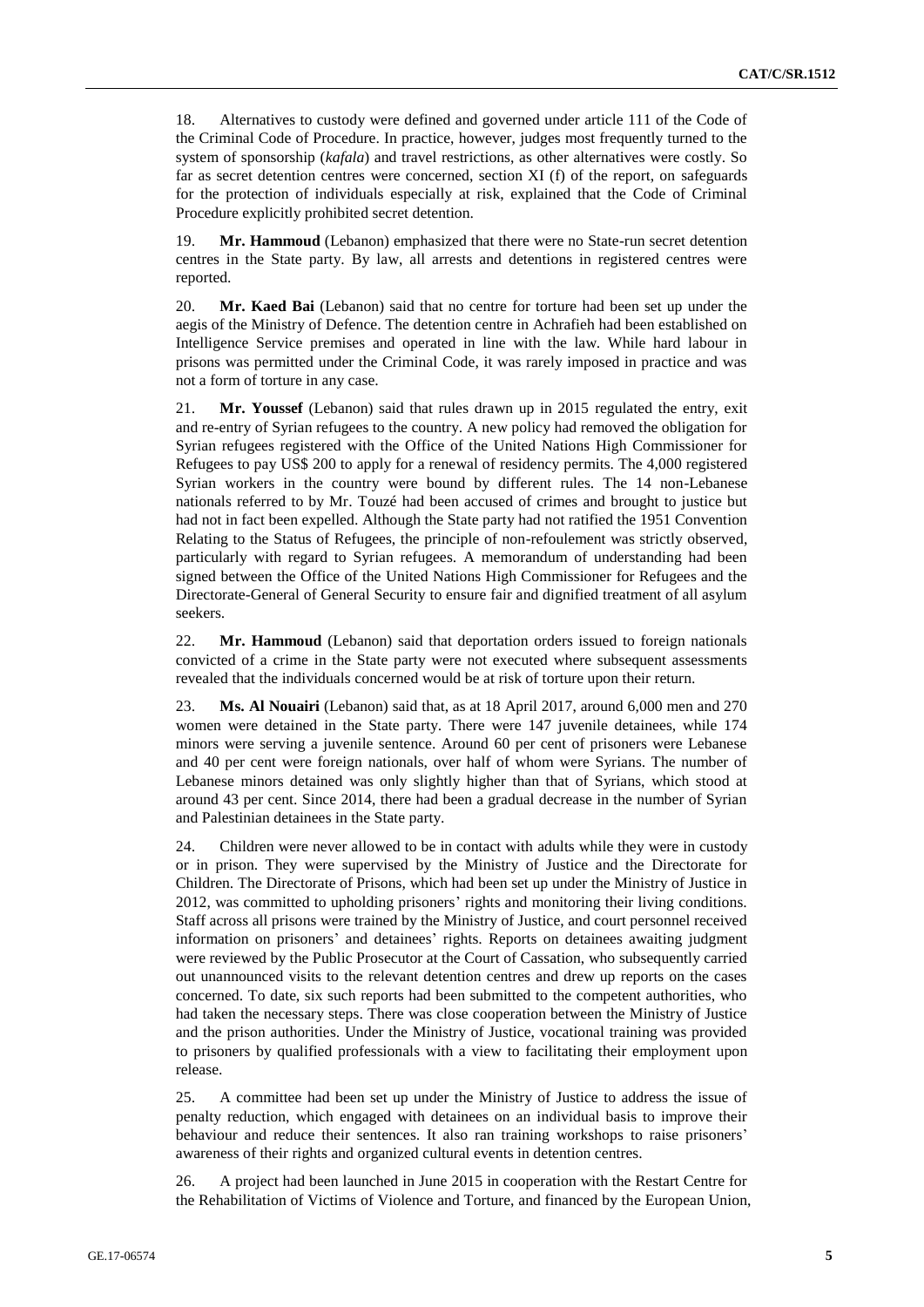18. Alternatives to custody were defined and governed under article 111 of the Code of the Criminal Code of Procedure. In practice, however, judges most frequently turned to the system of sponsorship (*kafala*) and travel restrictions, as other alternatives were costly. So far as secret detention centres were concerned, section XI (f) of the report, on safeguards for the protection of individuals especially at risk, explained that the Code of Criminal Procedure explicitly prohibited secret detention.

19. **Mr. Hammoud** (Lebanon) emphasized that there were no State-run secret detention centres in the State party. By law, all arrests and detentions in registered centres were reported.

20. **Mr. Kaed Bai** (Lebanon) said that no centre for torture had been set up under the aegis of the Ministry of Defence. The detention centre in Achrafieh had been established on Intelligence Service premises and operated in line with the law. While hard labour in prisons was permitted under the Criminal Code, it was rarely imposed in practice and was not a form of torture in any case.

21. **Mr. Youssef** (Lebanon) said that rules drawn up in 2015 regulated the entry, exit and re-entry of Syrian refugees to the country. A new policy had removed the obligation for Syrian refugees registered with the Office of the United Nations High Commissioner for Refugees to pay US$ 200 to apply for a renewal of residency permits. The 4,000 registered Syrian workers in the country were bound by different rules. The 14 non-Lebanese nationals referred to by Mr. Touzé had been accused of crimes and brought to justice but had not in fact been expelled. Although the State party had not ratified the 1951 Convention Relating to the Status of Refugees, the principle of non-refoulement was strictly observed, particularly with regard to Syrian refugees. A memorandum of understanding had been signed between the Office of the United Nations High Commissioner for Refugees and the Directorate-General of General Security to ensure fair and dignified treatment of all asylum seekers.

22. **Mr. Hammoud** (Lebanon) said that deportation orders issued to foreign nationals convicted of a crime in the State party were not executed where subsequent assessments revealed that the individuals concerned would be at risk of torture upon their return.

23. **Ms. Al Nouairi** (Lebanon) said that, as at 18 April 2017, around 6,000 men and 270 women were detained in the State party. There were 147 juvenile detainees, while 174 minors were serving a juvenile sentence. Around 60 per cent of prisoners were Lebanese and 40 per cent were foreign nationals, over half of whom were Syrians. The number of Lebanese minors detained was only slightly higher than that of Syrians, which stood at around 43 per cent. Since 2014, there had been a gradual decrease in the number of Syrian and Palestinian detainees in the State party.

24. Children were never allowed to be in contact with adults while they were in custody or in prison. They were supervised by the Ministry of Justice and the Directorate for Children. The Directorate of Prisons, which had been set up under the Ministry of Justice in 2012, was committed to upholding prisoners' rights and monitoring their living conditions. Staff across all prisons were trained by the Ministry of Justice, and court personnel received information on prisoners' and detainees' rights. Reports on detainees awaiting judgment were reviewed by the Public Prosecutor at the Court of Cassation, who subsequently carried out unannounced visits to the relevant detention centres and drew up reports on the cases concerned. To date, six such reports had been submitted to the competent authorities, who had taken the necessary steps. There was close cooperation between the Ministry of Justice and the prison authorities. Under the Ministry of Justice, vocational training was provided to prisoners by qualified professionals with a view to facilitating their employment upon release.

25. A committee had been set up under the Ministry of Justice to address the issue of penalty reduction, which engaged with detainees on an individual basis to improve their behaviour and reduce their sentences. It also ran training workshops to raise prisoners' awareness of their rights and organized cultural events in detention centres.

26. A project had been launched in June 2015 in cooperation with the Restart Centre for the Rehabilitation of Victims of Violence and Torture, and financed by the European Union,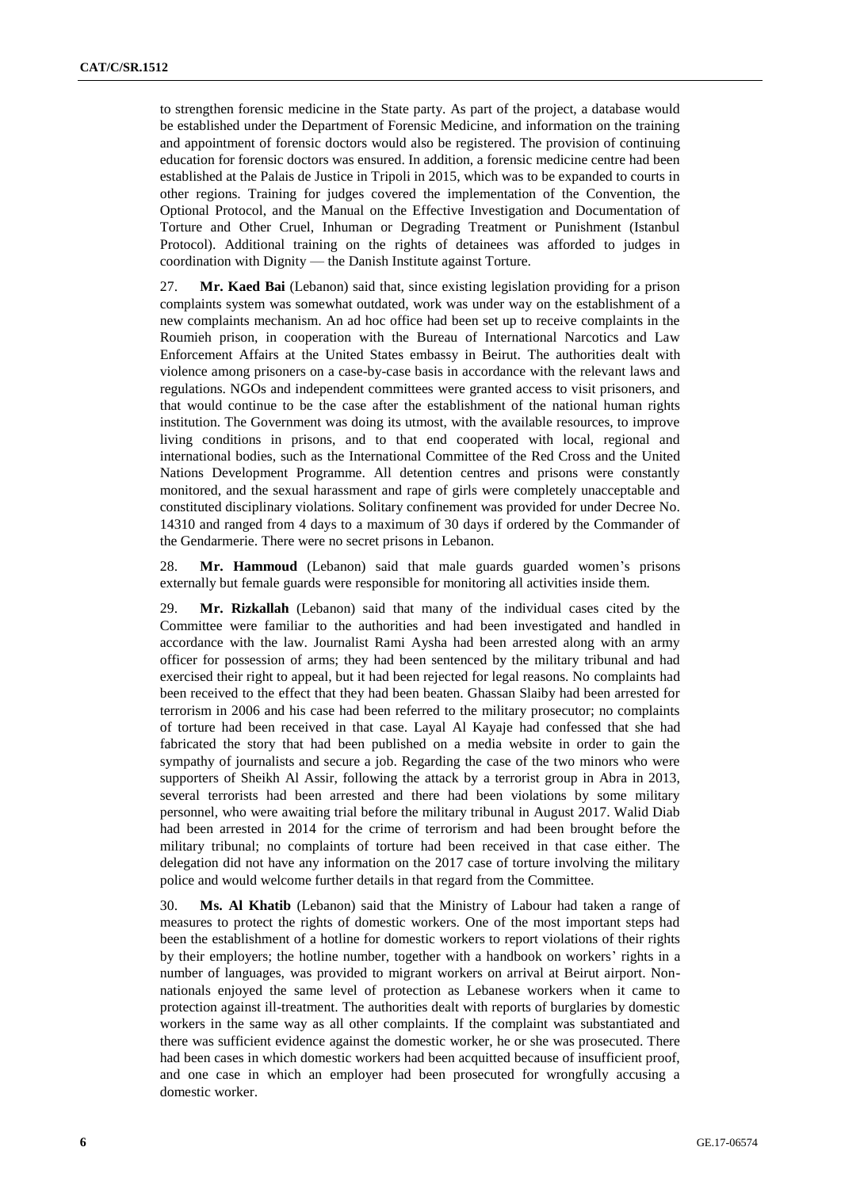to strengthen forensic medicine in the State party. As part of the project, a database would be established under the Department of Forensic Medicine, and information on the training and appointment of forensic doctors would also be registered. The provision of continuing education for forensic doctors was ensured. In addition, a forensic medicine centre had been established at the Palais de Justice in Tripoli in 2015, which was to be expanded to courts in other regions. Training for judges covered the implementation of the Convention, the Optional Protocol, and the Manual on the Effective Investigation and Documentation of Torture and Other Cruel, Inhuman or Degrading Treatment or Punishment (Istanbul Protocol). Additional training on the rights of detainees was afforded to judges in coordination with Dignity — the Danish Institute against Torture.

27. **Mr. Kaed Bai** (Lebanon) said that, since existing legislation providing for a prison complaints system was somewhat outdated, work was under way on the establishment of a new complaints mechanism. An ad hoc office had been set up to receive complaints in the Roumieh prison, in cooperation with the Bureau of International Narcotics and Law Enforcement Affairs at the United States embassy in Beirut. The authorities dealt with violence among prisoners on a case-by-case basis in accordance with the relevant laws and regulations. NGOs and independent committees were granted access to visit prisoners, and that would continue to be the case after the establishment of the national human rights institution. The Government was doing its utmost, with the available resources, to improve living conditions in prisons, and to that end cooperated with local, regional and international bodies, such as the International Committee of the Red Cross and the United Nations Development Programme. All detention centres and prisons were constantly monitored, and the sexual harassment and rape of girls were completely unacceptable and constituted disciplinary violations. Solitary confinement was provided for under Decree No. 14310 and ranged from 4 days to a maximum of 30 days if ordered by the Commander of the Gendarmerie. There were no secret prisons in Lebanon.

28. **Mr. Hammoud** (Lebanon) said that male guards guarded women's prisons externally but female guards were responsible for monitoring all activities inside them.

29. **Mr. Rizkallah** (Lebanon) said that many of the individual cases cited by the Committee were familiar to the authorities and had been investigated and handled in accordance with the law. Journalist Rami Aysha had been arrested along with an army officer for possession of arms; they had been sentenced by the military tribunal and had exercised their right to appeal, but it had been rejected for legal reasons. No complaints had been received to the effect that they had been beaten. Ghassan Slaiby had been arrested for terrorism in 2006 and his case had been referred to the military prosecutor; no complaints of torture had been received in that case. Layal Al Kayaje had confessed that she had fabricated the story that had been published on a media website in order to gain the sympathy of journalists and secure a job. Regarding the case of the two minors who were supporters of Sheikh Al Assir, following the attack by a terrorist group in Abra in 2013, several terrorists had been arrested and there had been violations by some military personnel, who were awaiting trial before the military tribunal in August 2017. Walid Diab had been arrested in 2014 for the crime of terrorism and had been brought before the military tribunal; no complaints of torture had been received in that case either. The delegation did not have any information on the 2017 case of torture involving the military police and would welcome further details in that regard from the Committee.

30. **Ms. Al Khatib** (Lebanon) said that the Ministry of Labour had taken a range of measures to protect the rights of domestic workers. One of the most important steps had been the establishment of a hotline for domestic workers to report violations of their rights by their employers; the hotline number, together with a handbook on workers' rights in a number of languages, was provided to migrant workers on arrival at Beirut airport. Non-nationals enjoyed the same level of protection as Lebanese workers when it came to protection against ill-treatment. The authorities dealt with reports of burglaries by domestic workers in the same way as all other complaints. If the complaint was substantiated and there was sufficient evidence against the domestic worker, he or she was prosecuted. There had been cases in which domestic workers had been acquitted because of insufficient proof, and one case in which an employer had been prosecuted for wrongfully accusing a domestic worker.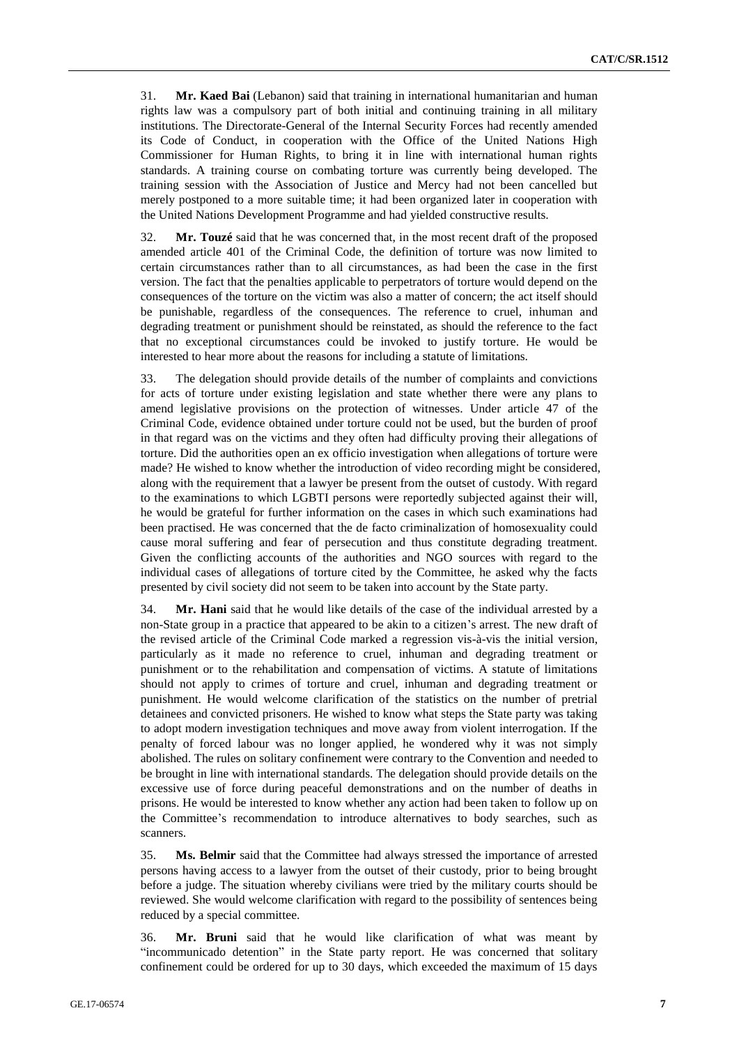31. **Mr. Kaed Bai** (Lebanon) said that training in international humanitarian and human rights law was a compulsory part of both initial and continuing training in all military institutions. The Directorate-General of the Internal Security Forces had recently amended its Code of Conduct, in cooperation with the Office of the United Nations High Commissioner for Human Rights, to bring it in line with international human rights standards. A training course on combating torture was currently being developed. The training session with the Association of Justice and Mercy had not been cancelled but merely postponed to a more suitable time; it had been organized later in cooperation with the United Nations Development Programme and had yielded constructive results.

32. **Mr. Touzé** said that he was concerned that, in the most recent draft of the proposed amended article 401 of the Criminal Code, the definition of torture was now limited to certain circumstances rather than to all circumstances, as had been the case in the first version. The fact that the penalties applicable to perpetrators of torture would depend on the consequences of the torture on the victim was also a matter of concern; the act itself should be punishable, regardless of the consequences. The reference to cruel, inhuman and degrading treatment or punishment should be reinstated, as should the reference to the fact that no exceptional circumstances could be invoked to justify torture. He would be interested to hear more about the reasons for including a statute of limitations.

33. The delegation should provide details of the number of complaints and convictions for acts of torture under existing legislation and state whether there were any plans to amend legislative provisions on the protection of witnesses. Under article 47 of the Criminal Code, evidence obtained under torture could not be used, but the burden of proof in that regard was on the victims and they often had difficulty proving their allegations of torture. Did the authorities open an ex officio investigation when allegations of torture were made? He wished to know whether the introduction of video recording might be considered, along with the requirement that a lawyer be present from the outset of custody. With regard to the examinations to which LGBTI persons were reportedly subjected against their will, he would be grateful for further information on the cases in which such examinations had been practised. He was concerned that the de facto criminalization of homosexuality could cause moral suffering and fear of persecution and thus constitute degrading treatment. Given the conflicting accounts of the authorities and NGO sources with regard to the individual cases of allegations of torture cited by the Committee, he asked why the facts presented by civil society did not seem to be taken into account by the State party.

34. **Mr. Hani** said that he would like details of the case of the individual arrested by a non-State group in a practice that appeared to be akin to a citizen's arrest. The new draft of the revised article of the Criminal Code marked a regression vis-à-vis the initial version, particularly as it made no reference to cruel, inhuman and degrading treatment or punishment or to the rehabilitation and compensation of victims. A statute of limitations should not apply to crimes of torture and cruel, inhuman and degrading treatment or punishment. He would welcome clarification of the statistics on the number of pretrial detainees and convicted prisoners. He wished to know what steps the State party was taking to adopt modern investigation techniques and move away from violent interrogation. If the penalty of forced labour was no longer applied, he wondered why it was not simply abolished. The rules on solitary confinement were contrary to the Convention and needed to be brought in line with international standards. The delegation should provide details on the excessive use of force during peaceful demonstrations and on the number of deaths in prisons. He would be interested to know whether any action had been taken to follow up on the Committee's recommendation to introduce alternatives to body searches, such as scanners.

35. **Ms. Belmir** said that the Committee had always stressed the importance of arrested persons having access to a lawyer from the outset of their custody, prior to being brought before a judge. The situation whereby civilians were tried by the military courts should be reviewed. She would welcome clarification with regard to the possibility of sentences being reduced by a special committee.

36. **Mr. Bruni** said that he would like clarification of what was meant by "incommunicado detention" in the State party report. He was concerned that solitary confinement could be ordered for up to 30 days, which exceeded the maximum of 15 days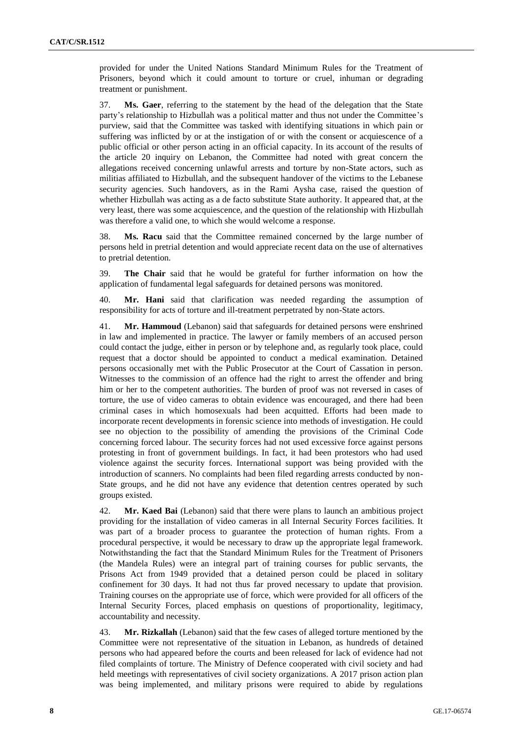provided for under the United Nations Standard Minimum Rules for the Treatment of Prisoners, beyond which it could amount to torture or cruel, inhuman or degrading treatment or punishment.

37. **Ms. Gaer**, referring to the statement by the head of the delegation that the State party's relationship to Hizbullah was a political matter and thus not under the Committee's purview, said that the Committee was tasked with identifying situations in which pain or suffering was inflicted by or at the instigation of or with the consent or acquiescence of a public official or other person acting in an official capacity. In its account of the results of the article 20 inquiry on Lebanon, the Committee had noted with great concern the allegations received concerning unlawful arrests and torture by non-State actors, such as militias affiliated to Hizbullah, and the subsequent handover of the victims to the Lebanese security agencies. Such handovers, as in the Rami Aysha case, raised the question of whether Hizbullah was acting as a de facto substitute State authority. It appeared that, at the very least, there was some acquiescence, and the question of the relationship with Hizbullah was therefore a valid one, to which she would welcome a response.

38. **Ms. Racu** said that the Committee remained concerned by the large number of persons held in pretrial detention and would appreciate recent data on the use of alternatives to pretrial detention.

39. **The Chair** said that he would be grateful for further information on how the application of fundamental legal safeguards for detained persons was monitored.

40. **Mr. Hani** said that clarification was needed regarding the assumption of responsibility for acts of torture and ill-treatment perpetrated by non-State actors.

41. **Mr. Hammoud** (Lebanon) said that safeguards for detained persons were enshrined in law and implemented in practice. The lawyer or family members of an accused person could contact the judge, either in person or by telephone and, as regularly took place, could request that a doctor should be appointed to conduct a medical examination. Detained persons occasionally met with the Public Prosecutor at the Court of Cassation in person. Witnesses to the commission of an offence had the right to arrest the offender and bring him or her to the competent authorities. The burden of proof was not reversed in cases of torture, the use of video cameras to obtain evidence was encouraged, and there had been criminal cases in which homosexuals had been acquitted. Efforts had been made to incorporate recent developments in forensic science into methods of investigation. He could see no objection to the possibility of amending the provisions of the Criminal Code concerning forced labour. The security forces had not used excessive force against persons protesting in front of government buildings. In fact, it had been protestors who had used violence against the security forces. International support was being provided with the introduction of scanners. No complaints had been filed regarding arrests conducted by non-State groups, and he did not have any evidence that detention centres operated by such groups existed.

42. **Mr. Kaed Bai** (Lebanon) said that there were plans to launch an ambitious project providing for the installation of video cameras in all Internal Security Forces facilities. It was part of a broader process to guarantee the protection of human rights. From a procedural perspective, it would be necessary to draw up the appropriate legal framework. Notwithstanding the fact that the Standard Minimum Rules for the Treatment of Prisoners (the Mandela Rules) were an integral part of training courses for public servants, the Prisons Act from 1949 provided that a detained person could be placed in solitary confinement for 30 days. It had not thus far proved necessary to update that provision. Training courses on the appropriate use of force, which were provided for all officers of the Internal Security Forces, placed emphasis on questions of proportionality, legitimacy, accountability and necessity.

43. **Mr. Rizkallah** (Lebanon) said that the few cases of alleged torture mentioned by the Committee were not representative of the situation in Lebanon, as hundreds of detained persons who had appeared before the courts and been released for lack of evidence had not filed complaints of torture. The Ministry of Defence cooperated with civil society and had held meetings with representatives of civil society organizations. A 2017 prison action plan was being implemented, and military prisons were required to abide by regulations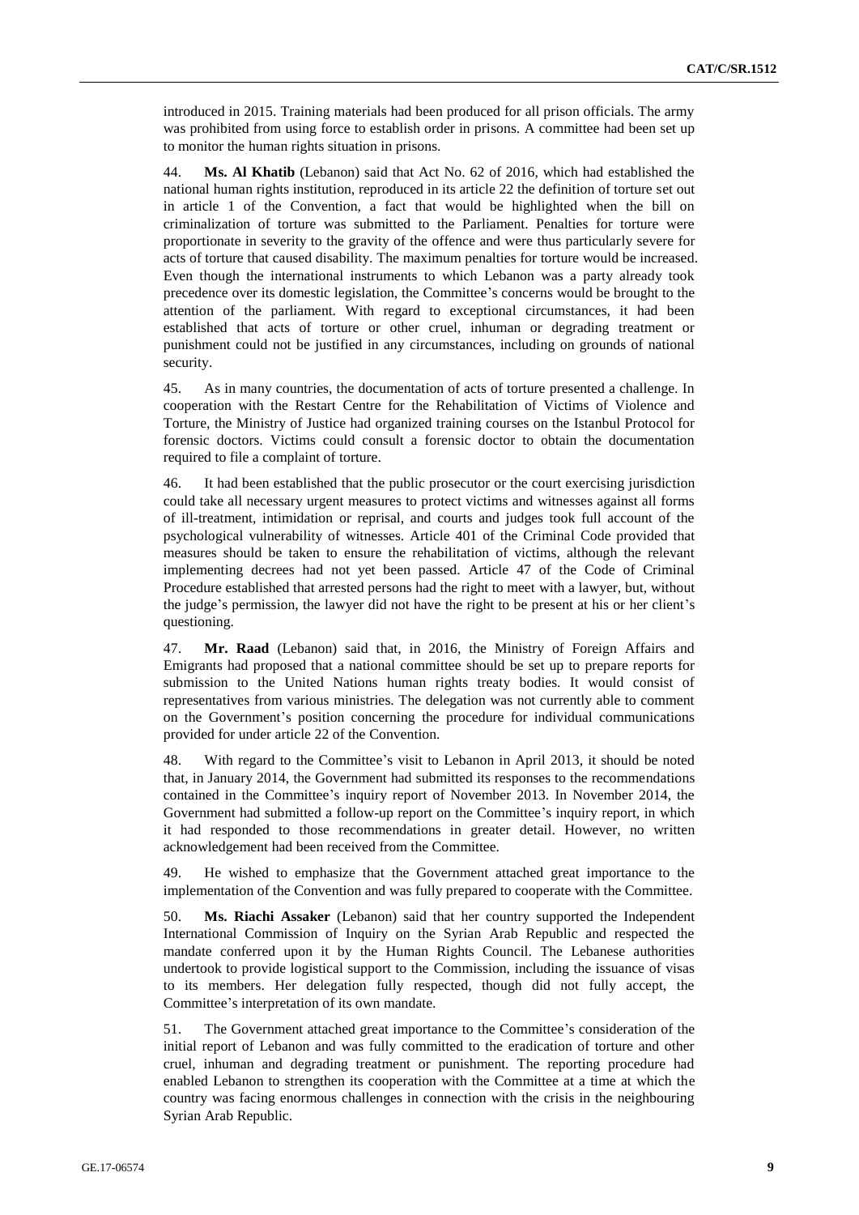introduced in 2015. Training materials had been produced for all prison officials. The army was prohibited from using force to establish order in prisons. A committee had been set up to monitor the human rights situation in prisons.

44. **Ms. Al Khatib** (Lebanon) said that Act No. 62 of 2016, which had established the national human rights institution, reproduced in its article 22 the definition of torture set out in article 1 of the Convention, a fact that would be highlighted when the bill on criminalization of torture was submitted to the Parliament. Penalties for torture were proportionate in severity to the gravity of the offence and were thus particularly severe for acts of torture that caused disability. The maximum penalties for torture would be increased. Even though the international instruments to which Lebanon was a party already took precedence over its domestic legislation, the Committee's concerns would be brought to the attention of the parliament. With regard to exceptional circumstances, it had been established that acts of torture or other cruel, inhuman or degrading treatment or punishment could not be justified in any circumstances, including on grounds of national security.

45. As in many countries, the documentation of acts of torture presented a challenge. In cooperation with the Restart Centre for the Rehabilitation of Victims of Violence and Torture, the Ministry of Justice had organized training courses on the Istanbul Protocol for forensic doctors. Victims could consult a forensic doctor to obtain the documentation required to file a complaint of torture.

46. It had been established that the public prosecutor or the court exercising jurisdiction could take all necessary urgent measures to protect victims and witnesses against all forms of ill-treatment, intimidation or reprisal, and courts and judges took full account of the psychological vulnerability of witnesses. Article 401 of the Criminal Code provided that measures should be taken to ensure the rehabilitation of victims, although the relevant implementing decrees had not yet been passed. Article 47 of the Code of Criminal Procedure established that arrested persons had the right to meet with a lawyer, but, without the judge's permission, the lawyer did not have the right to be present at his or her client's questioning.

47. **Mr. Raad** (Lebanon) said that, in 2016, the Ministry of Foreign Affairs and Emigrants had proposed that a national committee should be set up to prepare reports for submission to the United Nations human rights treaty bodies. It would consist of representatives from various ministries. The delegation was not currently able to comment on the Government's position concerning the procedure for individual communications provided for under article 22 of the Convention.

48. With regard to the Committee's visit to Lebanon in April 2013, it should be noted that, in January 2014, the Government had submitted its responses to the recommendations contained in the Committee's inquiry report of November 2013. In November 2014, the Government had submitted a follow-up report on the Committee's inquiry report, in which it had responded to those recommendations in greater detail. However, no written acknowledgement had been received from the Committee.

49. He wished to emphasize that the Government attached great importance to the implementation of the Convention and was fully prepared to cooperate with the Committee.

50. **Ms. Riachi Assaker** (Lebanon) said that her country supported the Independent International Commission of Inquiry on the Syrian Arab Republic and respected the mandate conferred upon it by the Human Rights Council. The Lebanese authorities undertook to provide logistical support to the Commission, including the issuance of visas to its members. Her delegation fully respected, though did not fully accept, the Committee's interpretation of its own mandate.

51. The Government attached great importance to the Committee's consideration of the initial report of Lebanon and was fully committed to the eradication of torture and other cruel, inhuman and degrading treatment or punishment. The reporting procedure had enabled Lebanon to strengthen its cooperation with the Committee at a time at which the country was facing enormous challenges in connection with the crisis in the neighbouring Syrian Arab Republic.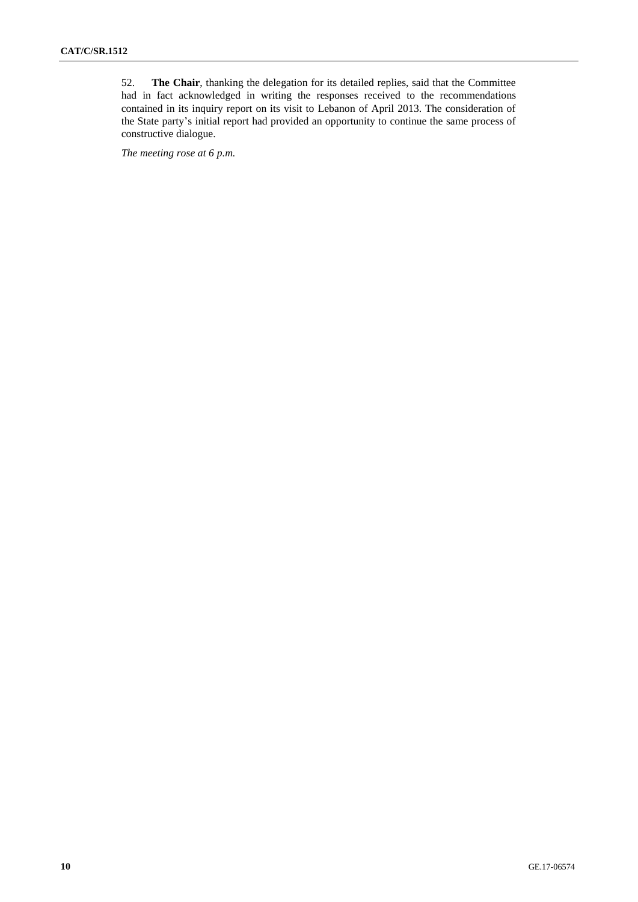52. **The Chair**, thanking the delegation for its detailed replies, said that the Committee had in fact acknowledged in writing the responses received to the recommendations contained in its inquiry report on its visit to Lebanon of April 2013. The consideration of the State party's initial report had provided an opportunity to continue the same process of constructive dialogue.

*The meeting rose at 6 p.m.*